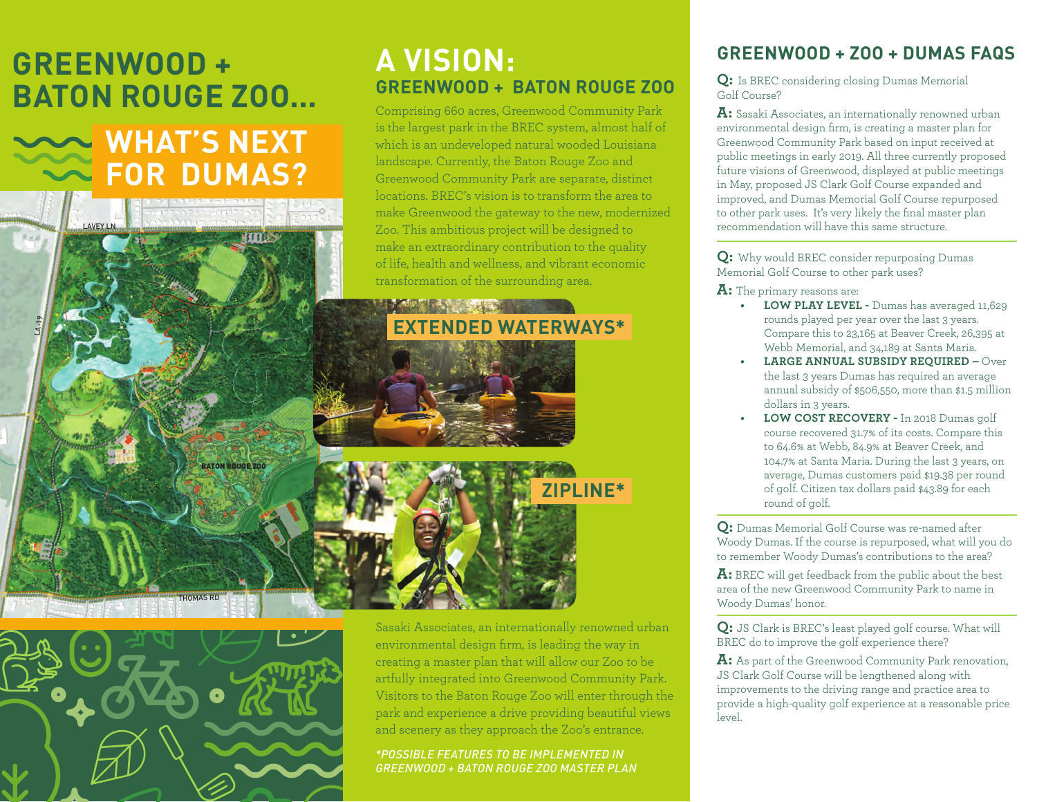# GREENWOOD + BATON ROUGE ZOO...

## WHAT'S NEXT FOR DUMAS?

LAVEY LN

LA-19

BATON ROUGE ZOO

THOMAS RD

# A VISION:

## GREENWOOD + BATON ROUGE ZOO

Comprising 660 acres, Greenwood Community Park is the largest park in the BREC system, almost half of which is an undeveloped natural wooded Louisiana landscape. Currently, the Baton Rouge Zoo and Greenwood Community Park are separate, distinct locations. BREC's vision is to transform the area to make Greenwood the gateway to the new, modernized Zoo. This ambitious project will be designed to make an extraordinary contribution to the quality of life, health and wellness, and vibrant economic transformation of the surrounding area.

**EXTENDED WATERWAYS***

**ZIPLINE***

Sasaki Associates, an internationally renowned urban environmental design firm, is leading the way in creating a master plan that will allow our Zoo to be artfully integrated into Greenwood Community Park. Visitors to the Baton Rouge Zoo will enter through the park and experience a drive providing beautiful views and scenery as they approach the Zoo's entrance.

**_*POSSIBLE FEATURES TO BE IMPLEMENTED IN GREENWOOD + BATON ROUGE ZOO MASTER PLAN_**

## GREENWOOD + ZOO + DUMAS FAQS

**Q:** Is BREC considering closing Dumas Memorial Golf Course?

**A:** Sasaki Associates, an internationally renowned urban environmental design firm, is creating a master plan for Greenwood Community Park based on input received at public meetings in early 2019. All three currently proposed future visions of Greenwood, displayed at public meetings in May, proposed JS Clark Golf Course expanded and improved, and Dumas Memorial Golf Course repurposed to other park uses. It's very likely the final master plan recommendation will have this same structure.

**Q:** Why would BREC consider repurposing Dumas Memorial Golf Course to other park uses?

**A:** The primary reasons are:

- **LOW PLAY LEVEL -** Dumas has averaged 11,629 rounds played per year over the last 3 years. Compare this to 23,165 at Beaver Creek, 26,395 at Webb Memorial, and 34,189 at Santa Maria.
- **LARGE ANNUAL SUBSIDY REQUIRED –** Over the last 3 years Dumas has required an average annual subsidy of $506,550, more than $1.5 million dollars in 3 years.
- **LOW COST RECOVERY -** In 2018 Dumas golf course recovered 31.7% of its costs. Compare this to 64.6% at Webb, 84.9% at Beaver Creek, and 104.7% at Santa Maria. During the last 3 years, on average, Dumas customers paid $19.38 per round of golf. Citizen tax dollars paid $43.89 for each round of golf.

**Q:** Dumas Memorial Golf Course was re-named after Woody Dumas. If the course is repurposed, what will you do to remember Woody Dumas's contributions to the area?

**A:** BREC will get feedback from the public about the best area of the new Greenwood Community Park to name in Woody Dumas' honor.

**Q:** JS Clark is BREC's least played golf course. What will BREC do to improve the golf experience there?

**A:** As part of the Greenwood Community Park renovation, JS Clark Golf Course will be lengthened along with improvements to the driving range and practice area to provide a high-quality golf experience at a reasonable price level.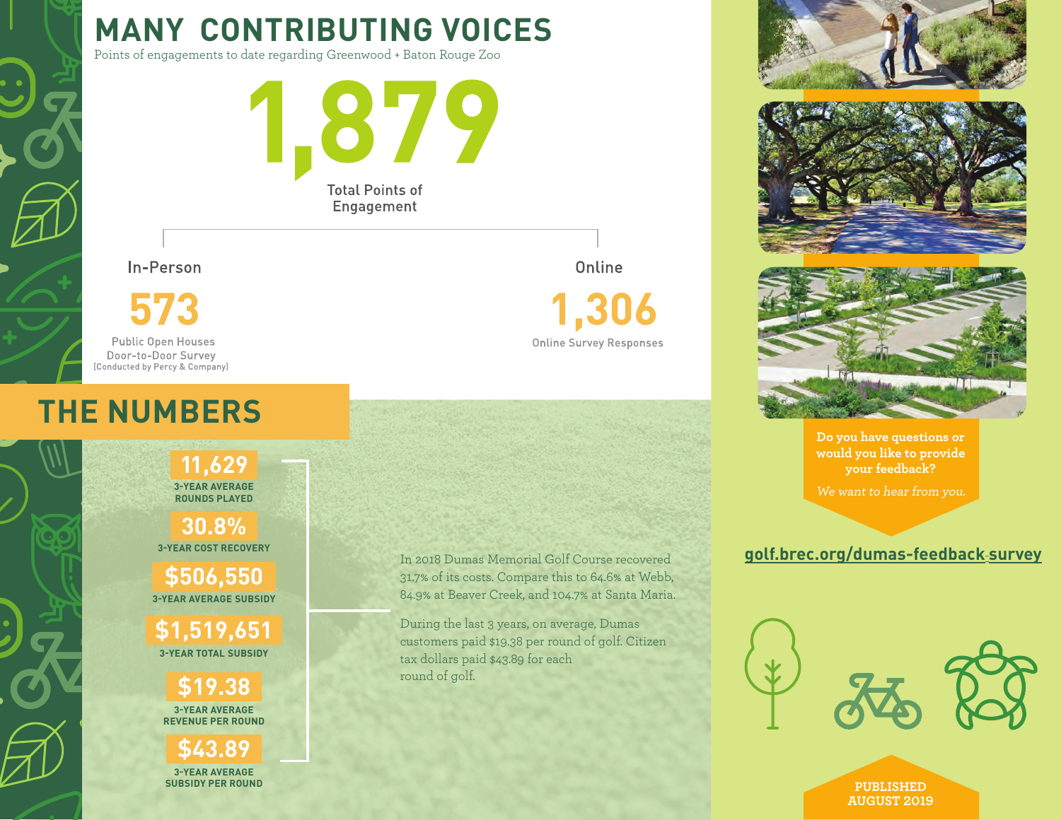# MANY CONTRIBUTING VOICES

Points of engagements to date regarding Greenwood + Baton Rouge Zoo

**1,879**

Total Points of Engagement

### In-Person

**573**

Public Open Houses
Door-to-Door Survey
(Conducted by Percy & Company)

### Online

**1,306**

Online Survey Responses

## THE NUMBERS

**11,629**
3-YEAR AVERAGE ROUNDS PLAYED

**30.8%**
3-YEAR COST RECOVERY

**$506,550**
3-YEAR AVERAGE SUBSIDY

**$1,519,651**
3-YEAR TOTAL SUBSIDY

**$19.38**
3-YEAR AVERAGE REVENUE PER ROUND

**$43.89**
3-YEAR AVERAGE SUBSIDY PER ROUND

In 2018 Dumas Memorial Golf Course recovered 31.7% of its costs. Compare this to 64.6% at Webb, 84.9% at Beaver Creek, and 104.7% at Santa Maria.

During the last 3 years, on average, Dumas customers paid $19.38 per round of golf. Citizen tax dollars paid $43.89 for each round of golf.

**Do you have questions or would you like to provide your feedback?**

*We want to hear from you.*

golf.brec.org/dumas-feedback-survey

PUBLISHED AUGUST 2019